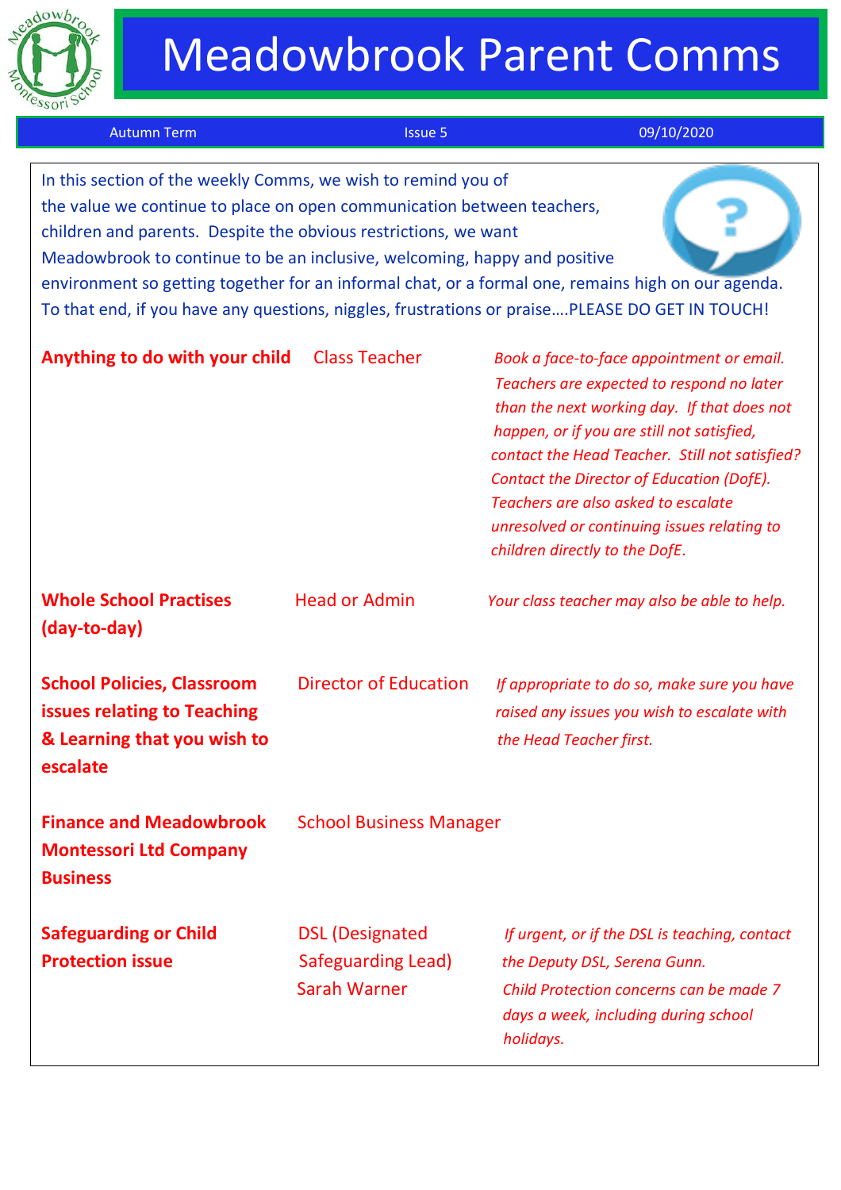# Meadowbrook Parent Comms

Autumn Term | Issue 5 | 09/10/2020

In this section of the weekly Comms, we wish to remind you of the value we continue to place on open communication between teachers, children and parents. Despite the obvious restrictions, we want Meadowbrook to continue to be an inclusive, welcoming, happy and positive environment so getting together for an informal chat, or a formal one, remains high on our agenda. To that end, if you have any questions, niggles, frustrations or praise….PLEASE DO GET IN TOUCH!

| | | |
|---|---|---|
| **Anything to do with your child** | Class Teacher | *Book a face-to-face appointment or email. Teachers are expected to respond no later than the next working day. If that does not happen, or if you are still not satisfied, contact the Head Teacher. Still not satisfied? Contact the Director of Education (DofE). Teachers are also asked to escalate unresolved or continuing issues relating to children directly to the DofE.* |
| **Whole School Practises (day-to-day)** | Head or Admin | *Your class teacher may also be able to help.* |
| **School Policies, Classroom issues relating to Teaching & Learning that you wish to escalate** | Director of Education | *If appropriate to do so, make sure you have raised any issues you wish to escalate with the Head Teacher first.* |
| **Finance and Meadowbrook Montessori Ltd Company Business** | School Business Manager | |
| **Safeguarding or Child Protection issue** | DSL (Designated Safeguarding Lead) Sarah Warner | *If urgent, or if the DSL is teaching, contact the Deputy DSL, Serena Gunn. Child Protection concerns can be made 7 days a week, including during school holidays.* |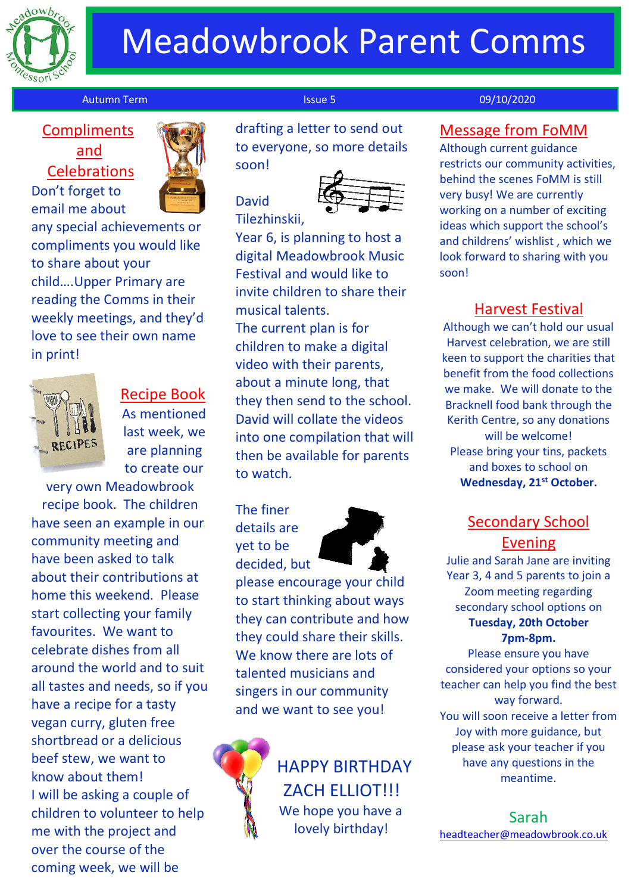# Meadowbrook Parent Comms

Autumn Term | Issue 5 | 09/10/2020

## Compliments and Celebrations

Don't forget to email me about any special achievements or compliments you would like to share about your child….Upper Primary are reading the Comms in their weekly meetings, and they'd love to see their own name in print!

## Recipe Book

As mentioned last week, we are planning to create our very own Meadowbrook recipe book. The children have seen an example in our community meeting and have been asked to talk about their contributions at home this weekend. Please start collecting your family favourites. We want to celebrate dishes from all around the world and to suit all tastes and needs, so if you have a recipe for a tasty vegan curry, gluten free shortbread or a delicious beef stew, we want to know about them!

I will be asking a couple of children to volunteer to help me with the project and over the course of the coming week, we will be drafting a letter to send out to everyone, so more details soon!

David Tilezhinskii, Year 6, is planning to host a digital Meadowbrook Music Festival and would like to invite children to share their musical talents.

The current plan is for children to make a digital video with their parents, about a minute long, that they then send to the school. David will collate the videos into one compilation that will then be available for parents to watch.

The finer details are yet to be decided, but please encourage your child to start thinking about ways they can contribute and how they could share their skills. We know there are lots of talented musicians and singers in our community and we want to see you!

HAPPY BIRTHDAY ZACH ELLIOT!!!

We hope you have a lovely birthday!

## Message from FoMM

Although current guidance restricts our community activities, behind the scenes FoMM is still very busy! We are currently working on a number of exciting ideas which support the school's and childrens' wishlist , which we look forward to sharing with you soon!

## Harvest Festival

Although we can't hold our usual Harvest celebration, we are still keen to support the charities that benefit from the food collections we make. We will donate to the Bracknell food bank through the Kerith Centre, so any donations will be welcome!

Please bring your tins, packets and boxes to school on **Wednesday, 21st October.**

## Secondary School Evening

Julie and Sarah Jane are inviting Year 3, 4 and 5 parents to join a Zoom meeting regarding secondary school options on **Tuesday, 20th October 7pm-8pm.**

Please ensure you have considered your options so your teacher can help you find the best way forward.

You will soon receive a letter from Joy with more guidance, but please ask your teacher if you have any questions in the meantime.

Sarah

headteacher@meadowbrook.co.uk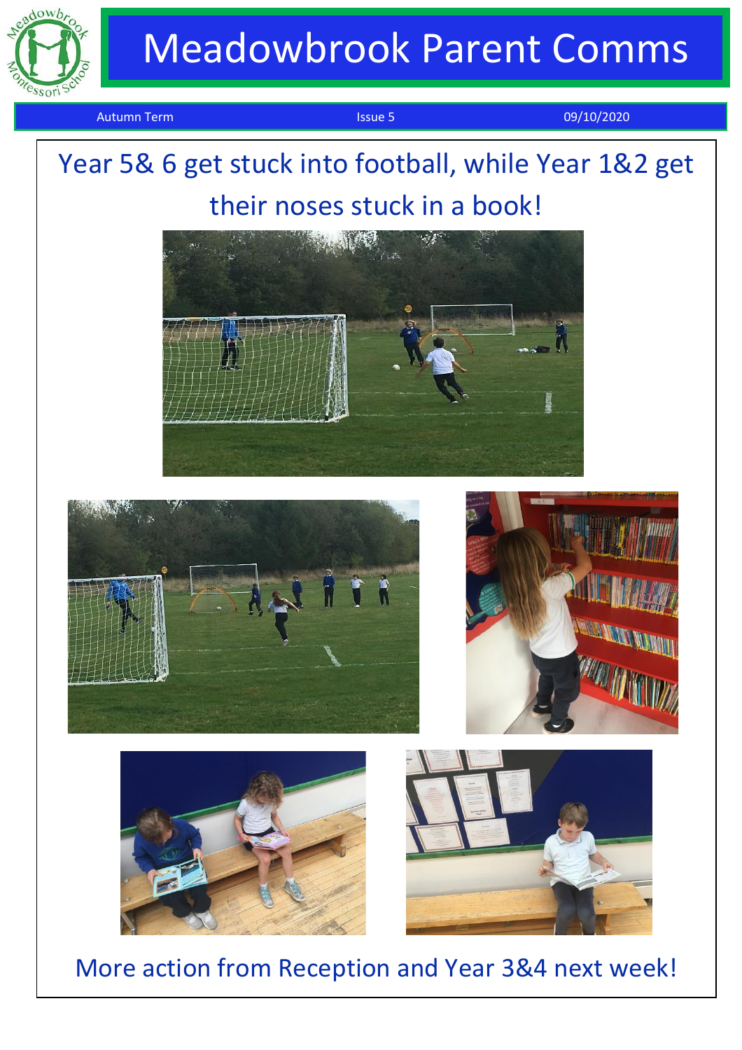# Meadowbrook Parent Comms

Autumn Term | Issue 5 | 09/10/2020

## Year 5& 6 get stuck into football, while Year 1&2 get their noses stuck in a book!

More action from Reception and Year 3&4 next week!